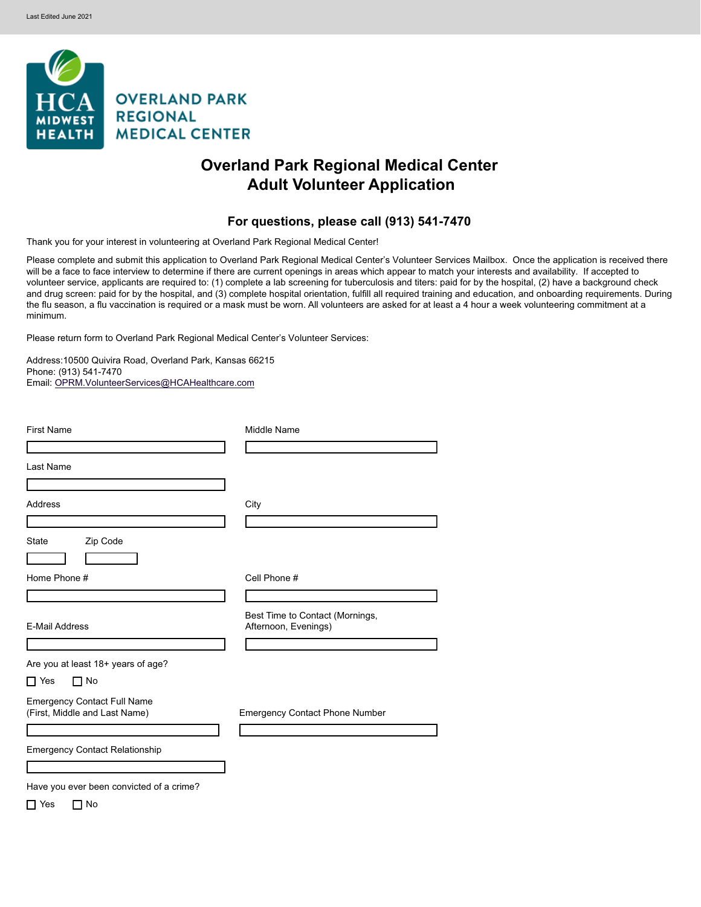Last Edited June 2021

HCA MIDWEST HEALTH

OVERLAND PARK REGIONAL MEDICAL CENTER

# Overland Park Regional Medical Center
# Adult Volunteer Application

### For questions, please call (913) 541-7470

Thank you for your interest in volunteering at Overland Park Regional Medical Center!

Please complete and submit this application to Overland Park Regional Medical Center's Volunteer Services Mailbox. Once the application is received there will be a face to face interview to determine if there are current openings in areas which appear to match your interests and availability. If accepted to volunteer service, applicants are required to: (1) complete a lab screening for tuberculosis and titers: paid for by the hospital, (2) have a background check and drug screen: paid for by the hospital, and (3) complete hospital orientation, fulfill all required training and education, and onboarding requirements. During the flu season, a flu vaccination is required or a mask must be worn. All volunteers are asked for at least a 4 hour a week volunteering commitment at a minimum.

Please return form to Overland Park Regional Medical Center's Volunteer Services:

Address:10500 Quivira Road, Overland Park, Kansas 66215
Phone: (913) 541-7470
Email: OPRM.VolunteerServices@HCAHealthcare.com

First Name ______________________ Middle Name ______________________

Last Name ______________________

Address ______________________ City ______________________

State ________ Zip Code ________

Home Phone # ______________________ Cell Phone # ______________________

E-Mail Address ______________________ Best Time to Contact (Mornings, Afternoon, Evenings) ______________________

Are you at least 18+ years of age?

☐ Yes ☐ No

Emergency Contact Full Name (First, Middle and Last Name) ______________________ Emergency Contact Phone Number ______________________

Emergency Contact Relationship ______________________

Have you ever been convicted of a crime?

☐ Yes ☐ No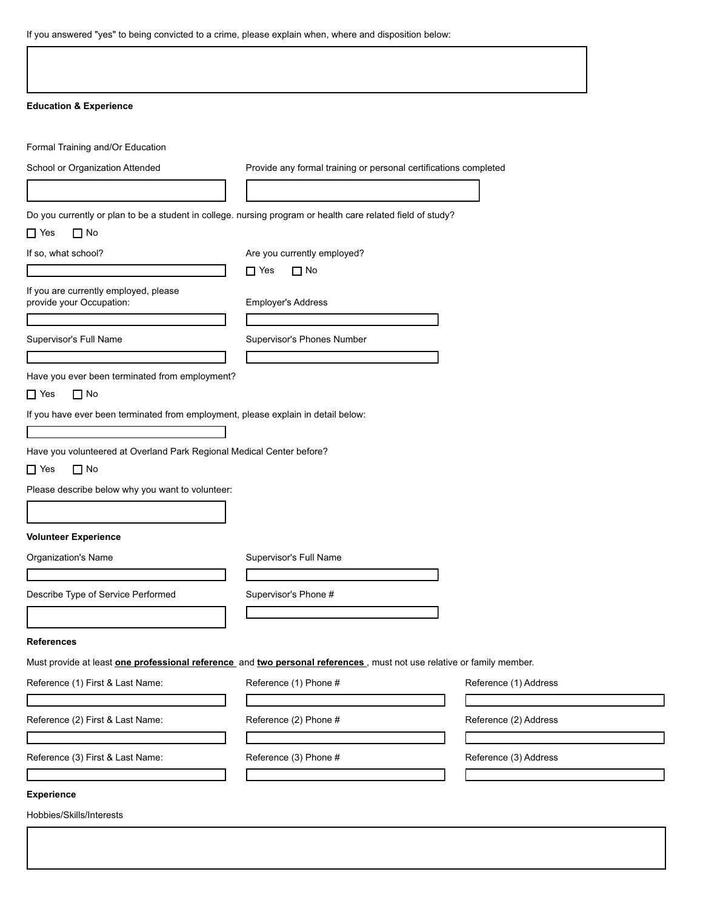If you answered "yes" to being convicted to a crime, please explain when, where and disposition below:

**Education & Experience**

Formal Training and/Or Education

School or Organization Attended

Provide any formal training or personal certifications completed

Do you currently or plan to be a student in college. nursing program or health care related field of study?

☐ Yes ☐ No

If so, what school?

Are you currently employed?

☐ Yes ☐ No

If you are currently employed, please provide your Occupation:

Employer's Address

Supervisor's Full Name

Supervisor's Phones Number

Have you ever been terminated from employment?

☐ Yes ☐ No

If you have ever been terminated from employment, please explain in detail below:

Have you volunteered at Overland Park Regional Medical Center before?

☐ Yes ☐ No

Please describe below why you want to volunteer:

**Volunteer Experience**

Organization's Name

Supervisor's Full Name

Describe Type of Service Performed

Supervisor's Phone #

**References**

Must provide at least **one professional reference** and **two personal references** , must not use relative or family member.

Reference (1) First & Last Name:

Reference (1) Phone #

Reference (1) Address

Reference (2) First & Last Name:

Reference (2) Phone #

Reference (2) Address

Reference (3) First & Last Name:

Reference (3) Phone #

Reference (3) Address

**Experience**

Hobbies/Skills/Interests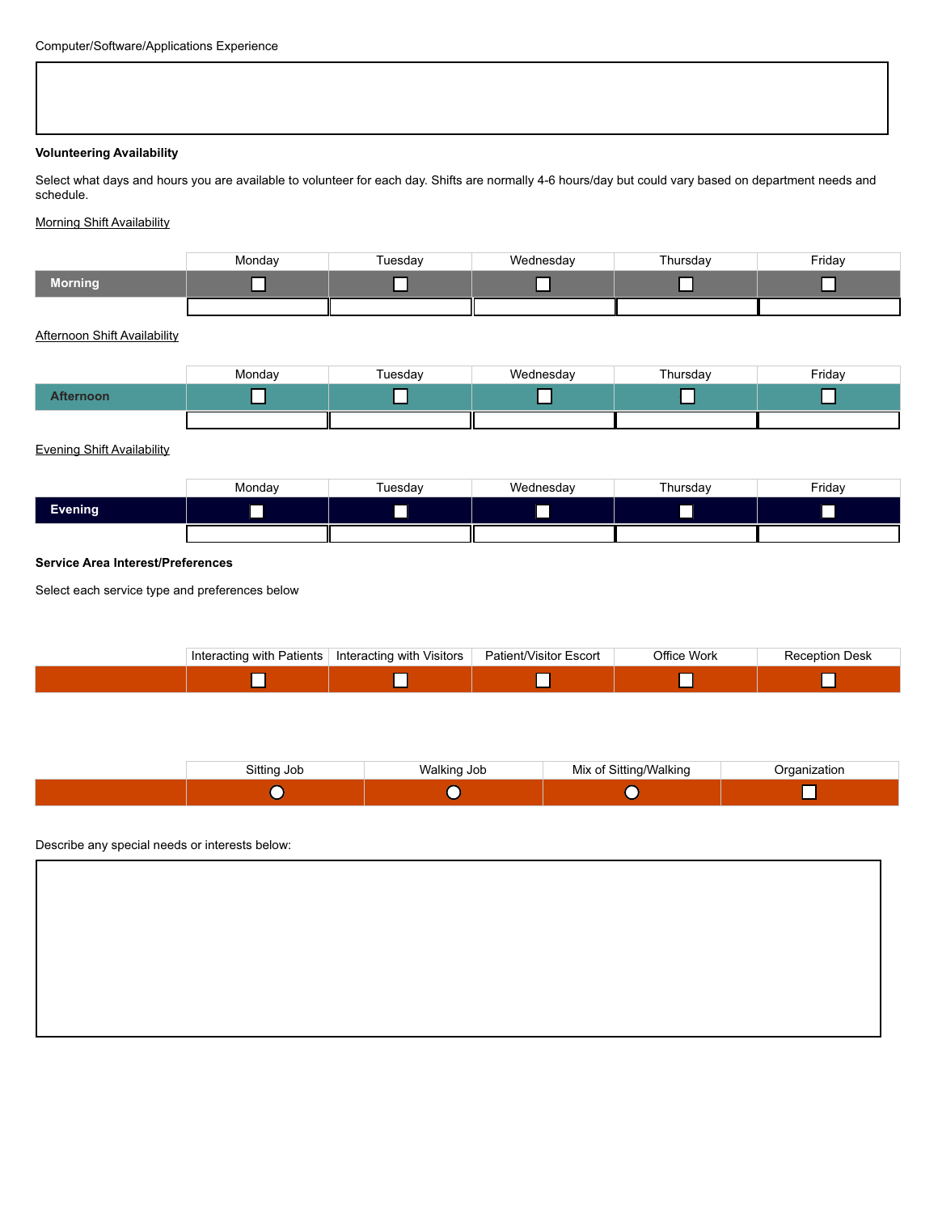Computer/Software/Applications Experience

&nbsp;

**Volunteering Availability**

Select what days and hours you are available to volunteer for each day. Shifts are normally 4-6 hours/day but could vary based on department needs and schedule.

Morning Shift Availability

| | Monday | Tuesday | Wednesday | Thursday | Friday |
|---|---|---|---|---|---|
| **Morning** | ☐ | ☐ | ☐ | ☐ | ☐ |
| | | | | | |

Afternoon Shift Availability

| | Monday | Tuesday | Wednesday | Thursday | Friday |
|---|---|---|---|---|---|
| **Afternoon** | ☐ | ☐ | ☐ | ☐ | ☐ |
| | | | | | |

Evening Shift Availability

| | Monday | Tuesday | Wednesday | Thursday | Friday |
|---|---|---|---|---|---|
| **Evening** | ☐ | ☐ | ☐ | ☐ | ☐ |
| | | | | | |

**Service Area Interest/Preferences**

Select each service type and preferences below

| | Interacting with Patients | Interacting with Visitors | Patient/Visitor Escort | Office Work | Reception Desk |
|---|---|---|---|---|---|
| | ☐ | ☐ | ☐ | ☐ | ☐ |

| | Sitting Job | Walking Job | Mix of Sitting/Walking | Organization |
|---|---|---|---|---|
| | ○ | ○ | ○ | ☐ |

Describe any special needs or interests below: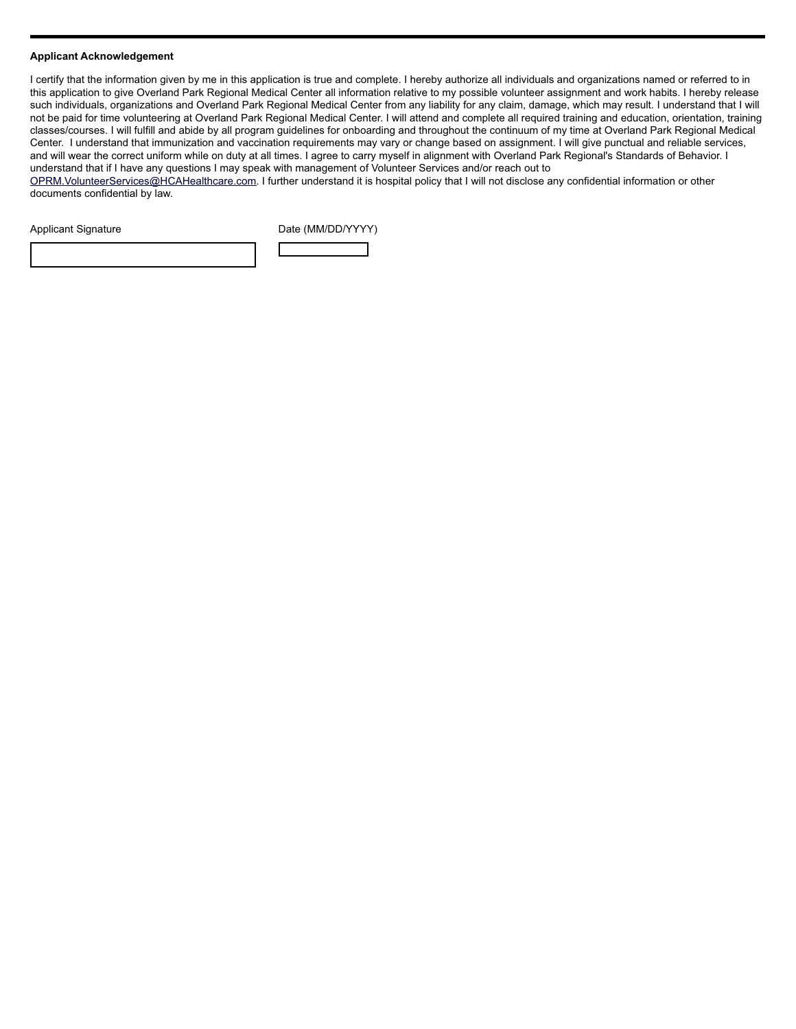**Applicant Acknowledgement**

I certify that the information given by me in this application is true and complete. I hereby authorize all individuals and organizations named or referred to in this application to give Overland Park Regional Medical Center all information relative to my possible volunteer assignment and work habits. I hereby release such individuals, organizations and Overland Park Regional Medical Center from any liability for any claim, damage, which may result. I understand that I will not be paid for time volunteering at Overland Park Regional Medical Center. I will attend and complete all required training and education, orientation, training classes/courses. I will fulfill and abide by all program guidelines for onboarding and throughout the continuum of my time at Overland Park Regional Medical Center. I understand that immunization and vaccination requirements may vary or change based on assignment. I will give punctual and reliable services, and will wear the correct uniform while on duty at all times. I agree to carry myself in alignment with Overland Park Regional's Standards of Behavior. I understand that if I have any questions I may speak with management of Volunteer Services and/or reach out to OPRM.VolunteerServices@HCAHealthcare.com. I further understand it is hospital policy that I will not disclose any confidential information or other documents confidential by law.

Applicant Signature

Date (MM/DD/YYYY)